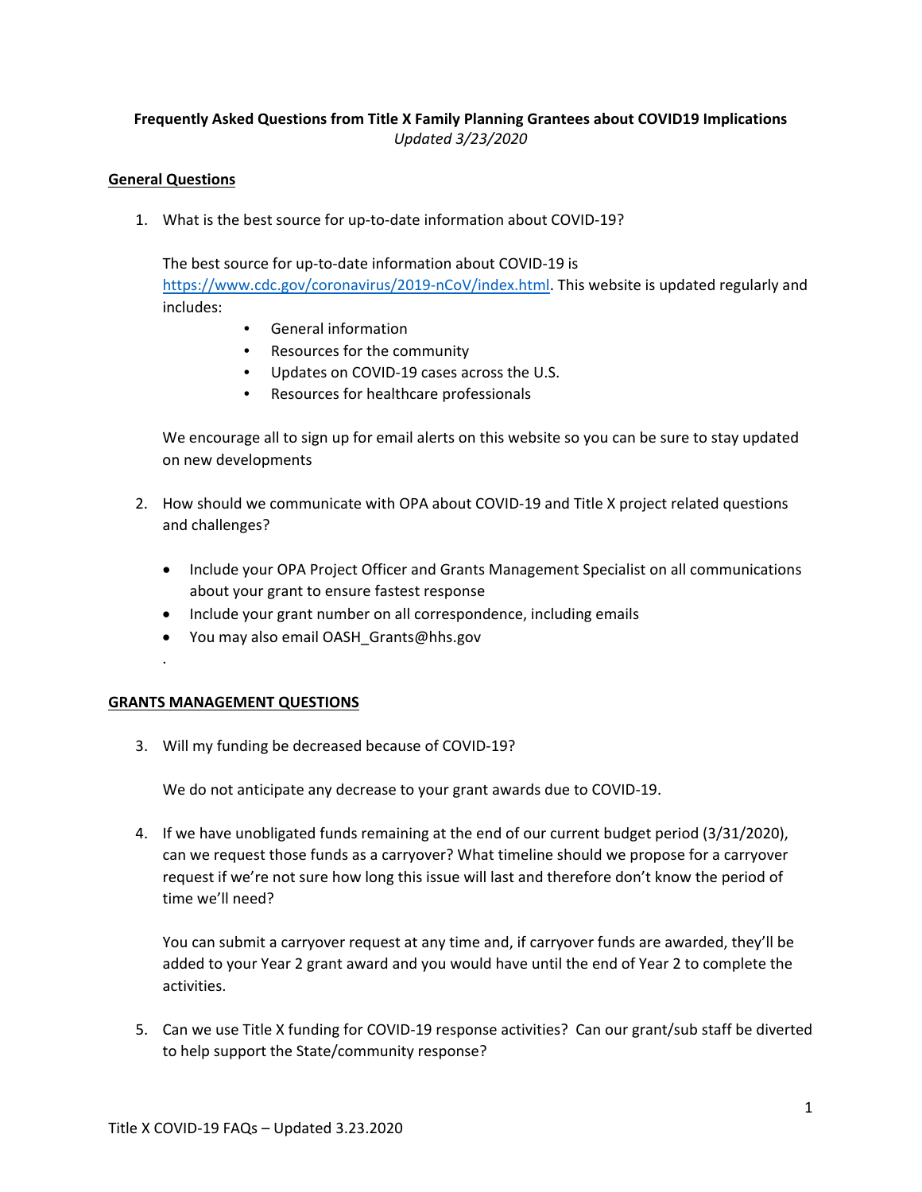**Frequently Asked Questions from Title X Family Planning Grantees about COVID19 Implications**
*Updated 3/23/2020*

## General Questions

1. What is the best source for up-to-date information about COVID-19?

   The best source for up-to-date information about COVID-19 is https://www.cdc.gov/coronavirus/2019-nCoV/index.html. This website is updated regularly and includes:

   - General information
   - Resources for the community
   - Updates on COVID-19 cases across the U.S.
   - Resources for healthcare professionals

   We encourage all to sign up for email alerts on this website so you can be sure to stay updated on new developments

2. How should we communicate with OPA about COVID-19 and Title X project related questions and challenges?

   - Include your OPA Project Officer and Grants Management Specialist on all communications about your grant to ensure fastest response
   - Include your grant number on all correspondence, including emails
   - You may also email OASH_Grants@hhs.gov

## GRANTS MANAGEMENT QUESTIONS

3. Will my funding be decreased because of COVID-19?

   We do not anticipate any decrease to your grant awards due to COVID-19.

4. If we have unobligated funds remaining at the end of our current budget period (3/31/2020), can we request those funds as a carryover? What timeline should we propose for a carryover request if we're not sure how long this issue will last and therefore don't know the period of time we'll need?

   You can submit a carryover request at any time and, if carryover funds are awarded, they'll be added to your Year 2 grant award and you would have until the end of Year 2 to complete the activities.

5. Can we use Title X funding for COVID-19 response activities? Can our grant/sub staff be diverted to help support the State/community response?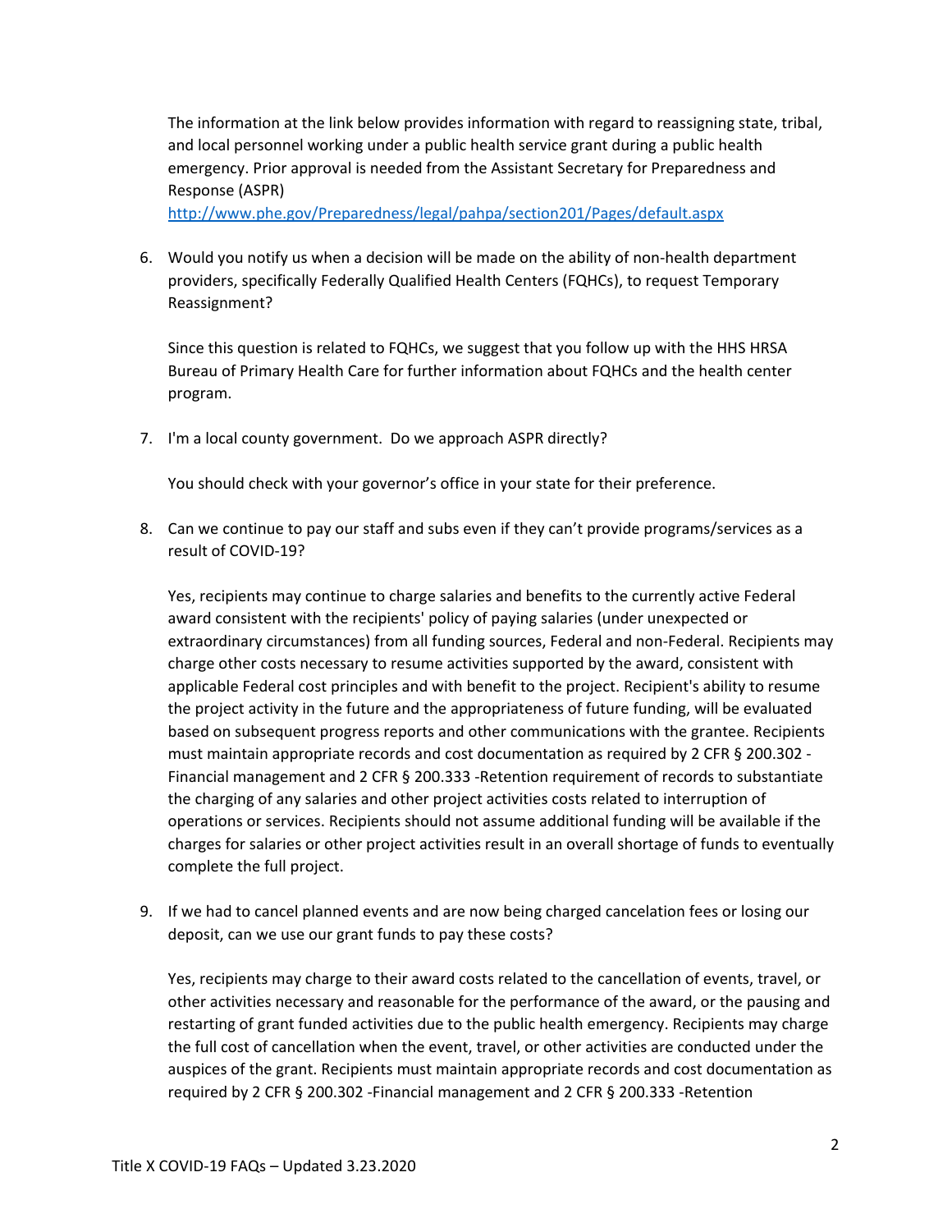The information at the link below provides information with regard to reassigning state, tribal, and local personnel working under a public health service grant during a public health emergency. Prior approval is needed from the Assistant Secretary for Preparedness and Response (ASPR)
http://www.phe.gov/Preparedness/legal/pahpa/section201/Pages/default.aspx

6. Would you notify us when a decision will be made on the ability of non-health department providers, specifically Federally Qualified Health Centers (FQHCs), to request Temporary Reassignment?

   Since this question is related to FQHCs, we suggest that you follow up with the HHS HRSA Bureau of Primary Health Care for further information about FQHCs and the health center program.

7. I'm a local county government. Do we approach ASPR directly?

   You should check with your governor's office in your state for their preference.

8. Can we continue to pay our staff and subs even if they can't provide programs/services as a result of COVID-19?

   Yes, recipients may continue to charge salaries and benefits to the currently active Federal award consistent with the recipients' policy of paying salaries (under unexpected or extraordinary circumstances) from all funding sources, Federal and non-Federal. Recipients may charge other costs necessary to resume activities supported by the award, consistent with applicable Federal cost principles and with benefit to the project. Recipient's ability to resume the project activity in the future and the appropriateness of future funding, will be evaluated based on subsequent progress reports and other communications with the grantee. Recipients must maintain appropriate records and cost documentation as required by 2 CFR § 200.302 - Financial management and 2 CFR § 200.333 -Retention requirement of records to substantiate the charging of any salaries and other project activities costs related to interruption of operations or services. Recipients should not assume additional funding will be available if the charges for salaries or other project activities result in an overall shortage of funds to eventually complete the full project.

9. If we had to cancel planned events and are now being charged cancelation fees or losing our deposit, can we use our grant funds to pay these costs?

   Yes, recipients may charge to their award costs related to the cancellation of events, travel, or other activities necessary and reasonable for the performance of the award, or the pausing and restarting of grant funded activities due to the public health emergency. Recipients may charge the full cost of cancellation when the event, travel, or other activities are conducted under the auspices of the grant. Recipients must maintain appropriate records and cost documentation as required by 2 CFR § 200.302 -Financial management and 2 CFR § 200.333 -Retention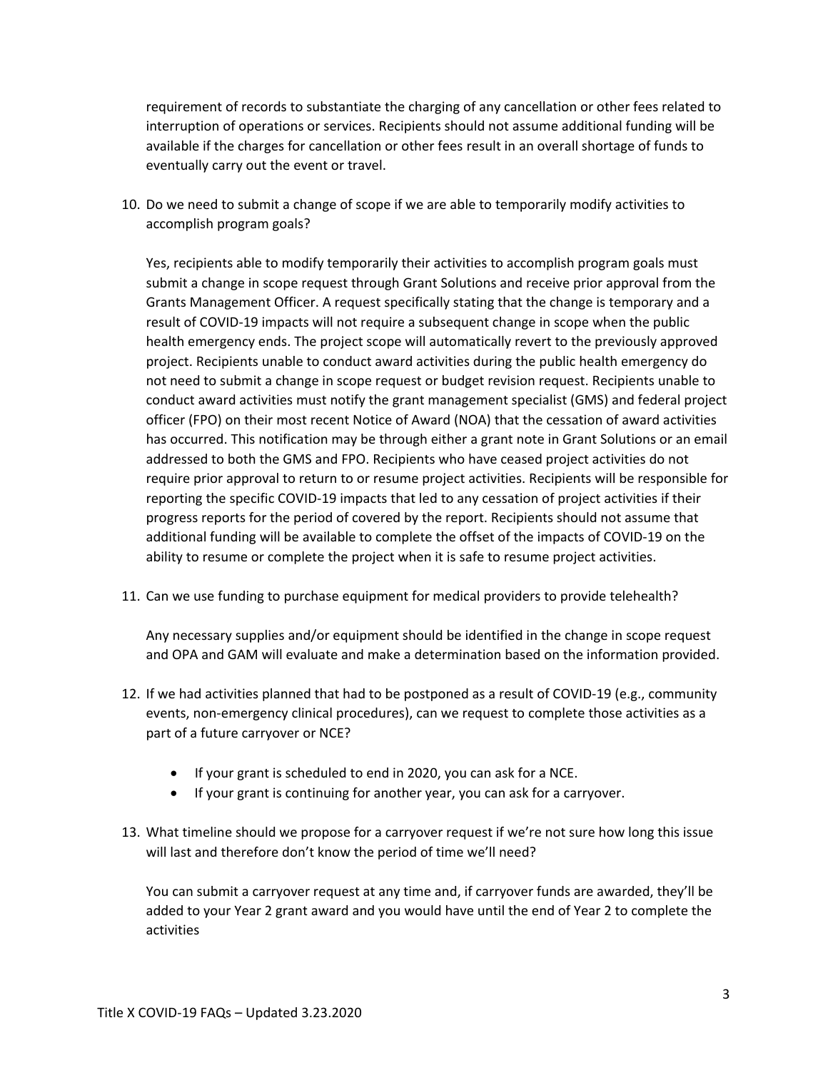requirement of records to substantiate the charging of any cancellation or other fees related to interruption of operations or services. Recipients should not assume additional funding will be available if the charges for cancellation or other fees result in an overall shortage of funds to eventually carry out the event or travel.

10. Do we need to submit a change of scope if we are able to temporarily modify activities to accomplish program goals?

    Yes, recipients able to modify temporarily their activities to accomplish program goals must submit a change in scope request through Grant Solutions and receive prior approval from the Grants Management Officer. A request specifically stating that the change is temporary and a result of COVID-19 impacts will not require a subsequent change in scope when the public health emergency ends. The project scope will automatically revert to the previously approved project. Recipients unable to conduct award activities during the public health emergency do not need to submit a change in scope request or budget revision request. Recipients unable to conduct award activities must notify the grant management specialist (GMS) and federal project officer (FPO) on their most recent Notice of Award (NOA) that the cessation of award activities has occurred. This notification may be through either a grant note in Grant Solutions or an email addressed to both the GMS and FPO. Recipients who have ceased project activities do not require prior approval to return to or resume project activities. Recipients will be responsible for reporting the specific COVID-19 impacts that led to any cessation of project activities if their progress reports for the period of covered by the report. Recipients should not assume that additional funding will be available to complete the offset of the impacts of COVID-19 on the ability to resume or complete the project when it is safe to resume project activities.

11. Can we use funding to purchase equipment for medical providers to provide telehealth?

    Any necessary supplies and/or equipment should be identified in the change in scope request and OPA and GAM will evaluate and make a determination based on the information provided.

12. If we had activities planned that had to be postponed as a result of COVID-19 (e.g., community events, non-emergency clinical procedures), can we request to complete those activities as a part of a future carryover or NCE?

    - If your grant is scheduled to end in 2020, you can ask for a NCE.
    - If your grant is continuing for another year, you can ask for a carryover.

13. What timeline should we propose for a carryover request if we're not sure how long this issue will last and therefore don't know the period of time we'll need?

    You can submit a carryover request at any time and, if carryover funds are awarded, they'll be added to your Year 2 grant award and you would have until the end of Year 2 to complete the activities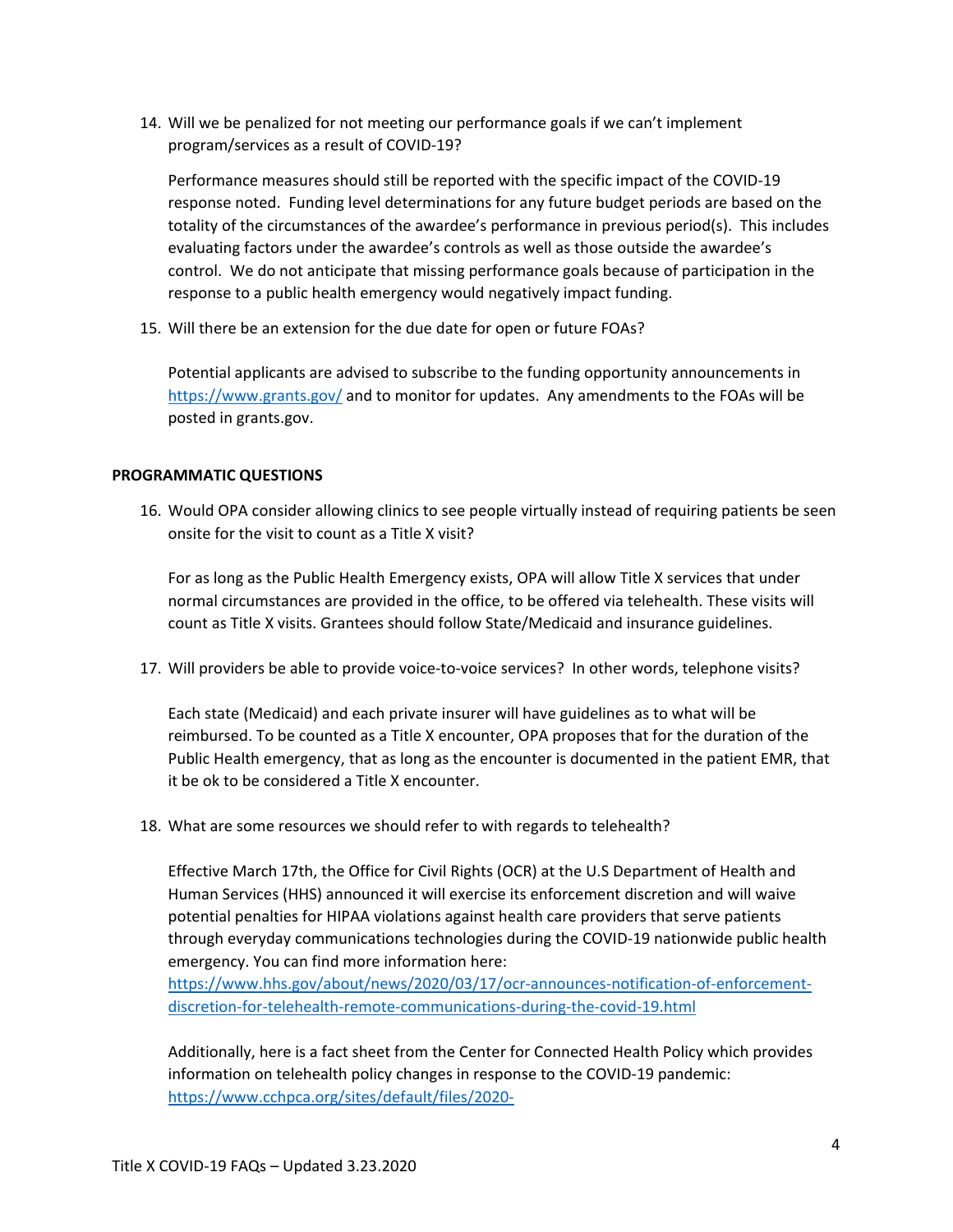14. Will we be penalized for not meeting our performance goals if we can't implement program/services as a result of COVID-19?

    Performance measures should still be reported with the specific impact of the COVID-19 response noted. Funding level determinations for any future budget periods are based on the totality of the circumstances of the awardee's performance in previous period(s). This includes evaluating factors under the awardee's controls as well as those outside the awardee's control. We do not anticipate that missing performance goals because of participation in the response to a public health emergency would negatively impact funding.

15. Will there be an extension for the due date for open or future FOAs?

    Potential applicants are advised to subscribe to the funding opportunity announcements in https://www.grants.gov/ and to monitor for updates. Any amendments to the FOAs will be posted in grants.gov.

**PROGRAMMATIC QUESTIONS**

16. Would OPA consider allowing clinics to see people virtually instead of requiring patients be seen onsite for the visit to count as a Title X visit?

    For as long as the Public Health Emergency exists, OPA will allow Title X services that under normal circumstances are provided in the office, to be offered via telehealth. These visits will count as Title X visits. Grantees should follow State/Medicaid and insurance guidelines.

17. Will providers be able to provide voice-to-voice services? In other words, telephone visits?

    Each state (Medicaid) and each private insurer will have guidelines as to what will be reimbursed. To be counted as a Title X encounter, OPA proposes that for the duration of the Public Health emergency, that as long as the encounter is documented in the patient EMR, that it be ok to be considered a Title X encounter.

18. What are some resources we should refer to with regards to telehealth?

    Effective March 17th, the Office for Civil Rights (OCR) at the U.S Department of Health and Human Services (HHS) announced it will exercise its enforcement discretion and will waive potential penalties for HIPAA violations against health care providers that serve patients through everyday communications technologies during the COVID-19 nationwide public health emergency. You can find more information here: https://www.hhs.gov/about/news/2020/03/17/ocr-announces-notification-of-enforcement-discretion-for-telehealth-remote-communications-during-the-covid-19.html

    Additionally, here is a fact sheet from the Center for Connected Health Policy which provides information on telehealth policy changes in response to the COVID-19 pandemic: https://www.cchpca.org/sites/default/files/2020-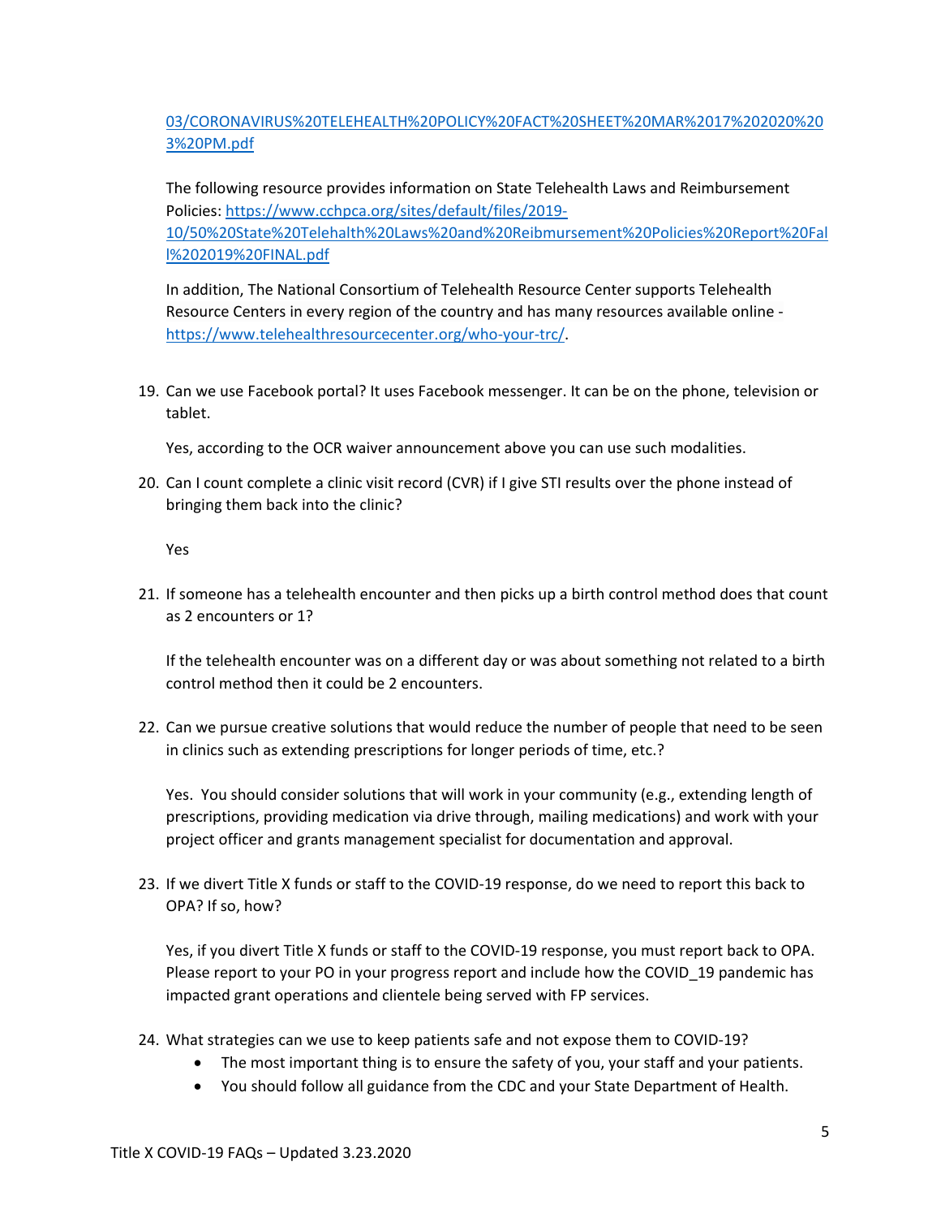03/CORONAVIRUS%20TELEHEALTH%20POLICY%20FACT%20SHEET%20MAR%2017%202020%203%20PM.pdf

The following resource provides information on State Telehealth Laws and Reimbursement Policies: https://www.cchpca.org/sites/default/files/2019-10/50%20State%20Telehalth%20Laws%20and%20Reibmursement%20Policies%20Report%20Fall%202019%20FINAL.pdf

In addition, The National Consortium of Telehealth Resource Center supports Telehealth Resource Centers in every region of the country and has many resources available online - https://www.telehealthresourcecenter.org/who-your-trc/.

19. Can we use Facebook portal? It uses Facebook messenger. It can be on the phone, television or tablet.

    Yes, according to the OCR waiver announcement above you can use such modalities.

20. Can I count complete a clinic visit record (CVR) if I give STI results over the phone instead of bringing them back into the clinic?

    Yes

21. If someone has a telehealth encounter and then picks up a birth control method does that count as 2 encounters or 1?

    If the telehealth encounter was on a different day or was about something not related to a birth control method then it could be 2 encounters.

22. Can we pursue creative solutions that would reduce the number of people that need to be seen in clinics such as extending prescriptions for longer periods of time, etc.?

    Yes. You should consider solutions that will work in your community (e.g., extending length of prescriptions, providing medication via drive through, mailing medications) and work with your project officer and grants management specialist for documentation and approval.

23. If we divert Title X funds or staff to the COVID-19 response, do we need to report this back to OPA? If so, how?

    Yes, if you divert Title X funds or staff to the COVID-19 response, you must report back to OPA. Please report to your PO in your progress report and include how the COVID_19 pandemic has impacted grant operations and clientele being served with FP services.

24. What strategies can we use to keep patients safe and not expose them to COVID-19?
    - The most important thing is to ensure the safety of you, your staff and your patients.
    - You should follow all guidance from the CDC and your State Department of Health.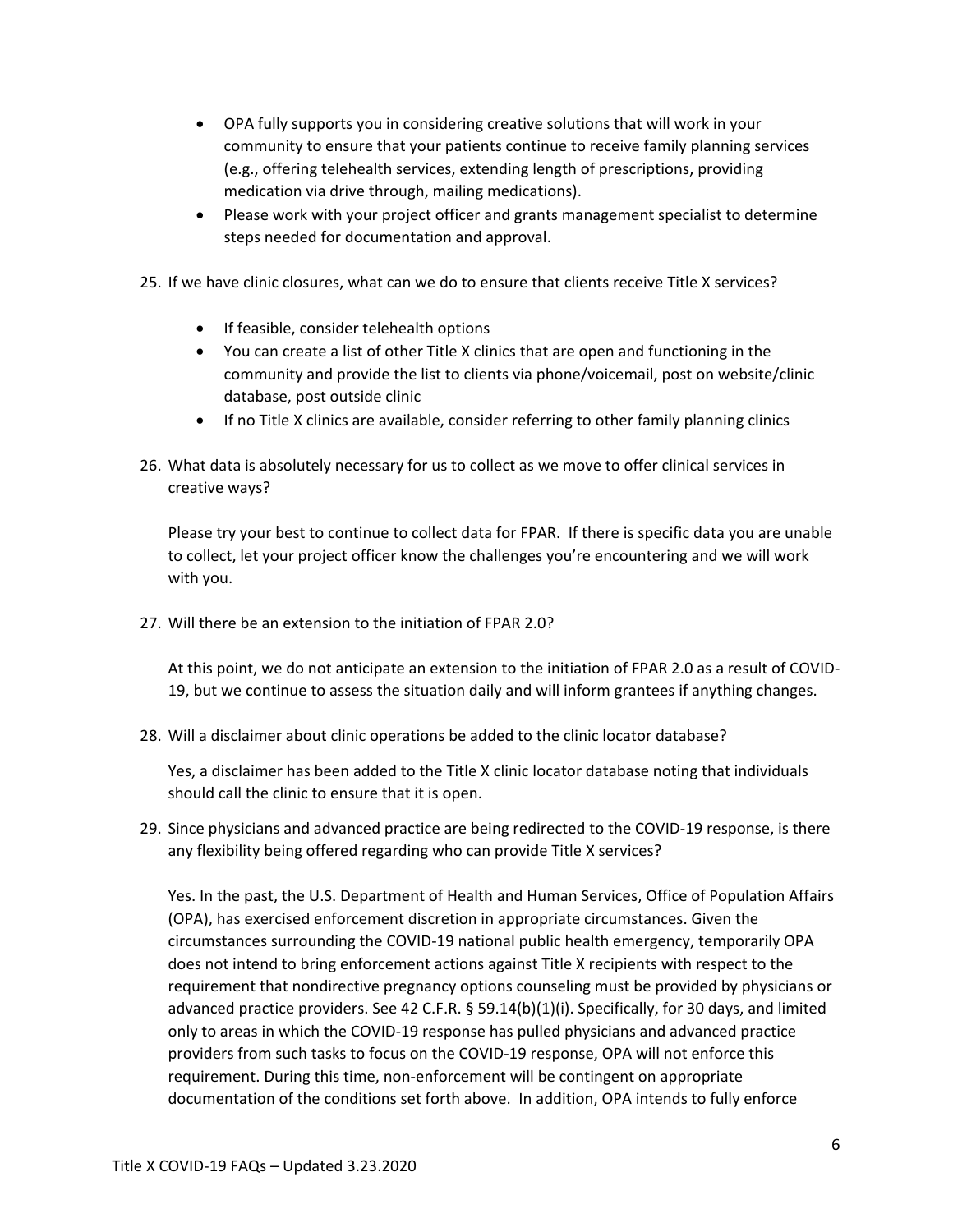- OPA fully supports you in considering creative solutions that will work in your community to ensure that your patients continue to receive family planning services (e.g., offering telehealth services, extending length of prescriptions, providing medication via drive through, mailing medications).
- Please work with your project officer and grants management specialist to determine steps needed for documentation and approval.

25. If we have clinic closures, what can we do to ensure that clients receive Title X services?

    - If feasible, consider telehealth options
    - You can create a list of other Title X clinics that are open and functioning in the community and provide the list to clients via phone/voicemail, post on website/clinic database, post outside clinic
    - If no Title X clinics are available, consider referring to other family planning clinics

26. What data is absolutely necessary for us to collect as we move to offer clinical services in creative ways?

    Please try your best to continue to collect data for FPAR. If there is specific data you are unable to collect, let your project officer know the challenges you're encountering and we will work with you.

27. Will there be an extension to the initiation of FPAR 2.0?

    At this point, we do not anticipate an extension to the initiation of FPAR 2.0 as a result of COVID-19, but we continue to assess the situation daily and will inform grantees if anything changes.

28. Will a disclaimer about clinic operations be added to the clinic locator database?

    Yes, a disclaimer has been added to the Title X clinic locator database noting that individuals should call the clinic to ensure that it is open.

29. Since physicians and advanced practice are being redirected to the COVID-19 response, is there any flexibility being offered regarding who can provide Title X services?

    Yes. In the past, the U.S. Department of Health and Human Services, Office of Population Affairs (OPA), has exercised enforcement discretion in appropriate circumstances. Given the circumstances surrounding the COVID-19 national public health emergency, temporarily OPA does not intend to bring enforcement actions against Title X recipients with respect to the requirement that nondirective pregnancy options counseling must be provided by physicians or advanced practice providers. See 42 C.F.R. § 59.14(b)(1)(i). Specifically, for 30 days, and limited only to areas in which the COVID-19 response has pulled physicians and advanced practice providers from such tasks to focus on the COVID-19 response, OPA will not enforce this requirement. During this time, non-enforcement will be contingent on appropriate documentation of the conditions set forth above. In addition, OPA intends to fully enforce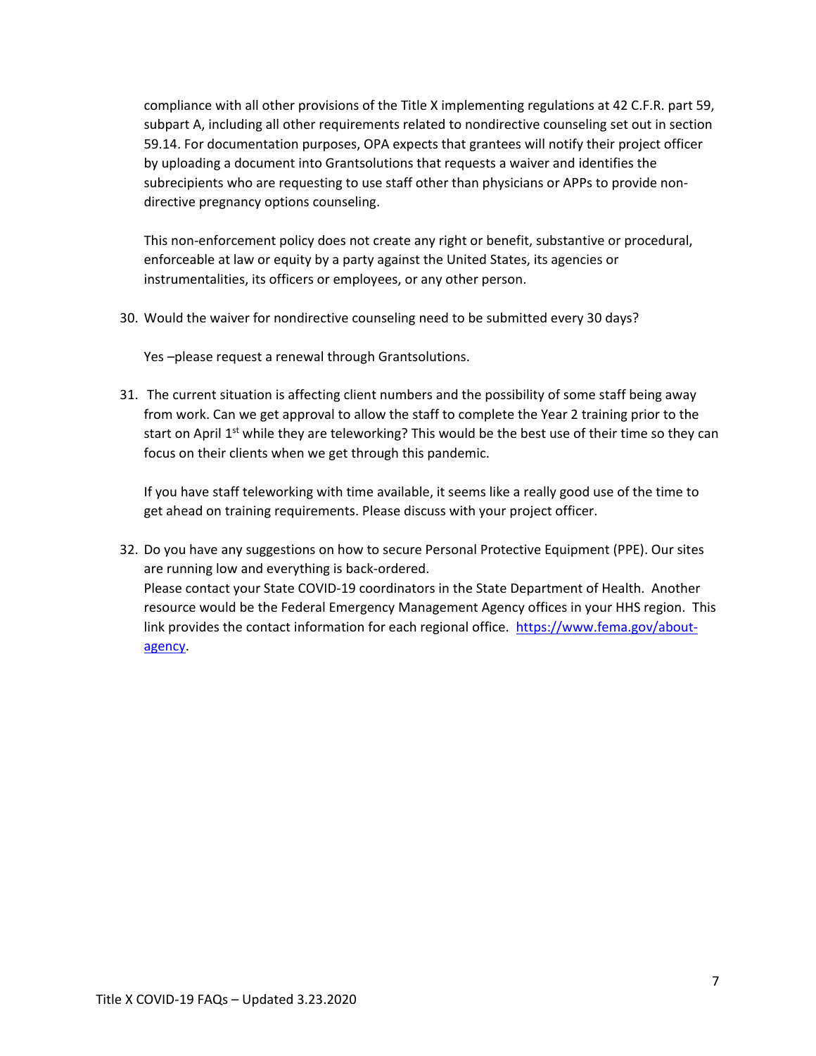compliance with all other provisions of the Title X implementing regulations at 42 C.F.R. part 59, subpart A, including all other requirements related to nondirective counseling set out in section 59.14. For documentation purposes, OPA expects that grantees will notify their project officer by uploading a document into Grantsolutions that requests a waiver and identifies the subrecipients who are requesting to use staff other than physicians or APPs to provide non-directive pregnancy options counseling.

This non-enforcement policy does not create any right or benefit, substantive or procedural, enforceable at law or equity by a party against the United States, its agencies or instrumentalities, its officers or employees, or any other person.

30. Would the waiver for nondirective counseling need to be submitted every 30 days?

    Yes –please request a renewal through Grantsolutions.

31. The current situation is affecting client numbers and the possibility of some staff being away from work. Can we get approval to allow the staff to complete the Year 2 training prior to the start on April 1st while they are teleworking? This would be the best use of their time so they can focus on their clients when we get through this pandemic.

    If you have staff teleworking with time available, it seems like a really good use of the time to get ahead on training requirements. Please discuss with your project officer.

32. Do you have any suggestions on how to secure Personal Protective Equipment (PPE). Our sites are running low and everything is back-ordered.
    Please contact your State COVID-19 coordinators in the State Department of Health. Another resource would be the Federal Emergency Management Agency offices in your HHS region. This link provides the contact information for each regional office. [https://www.fema.gov/about-agency](https://www.fema.gov/about-agency).